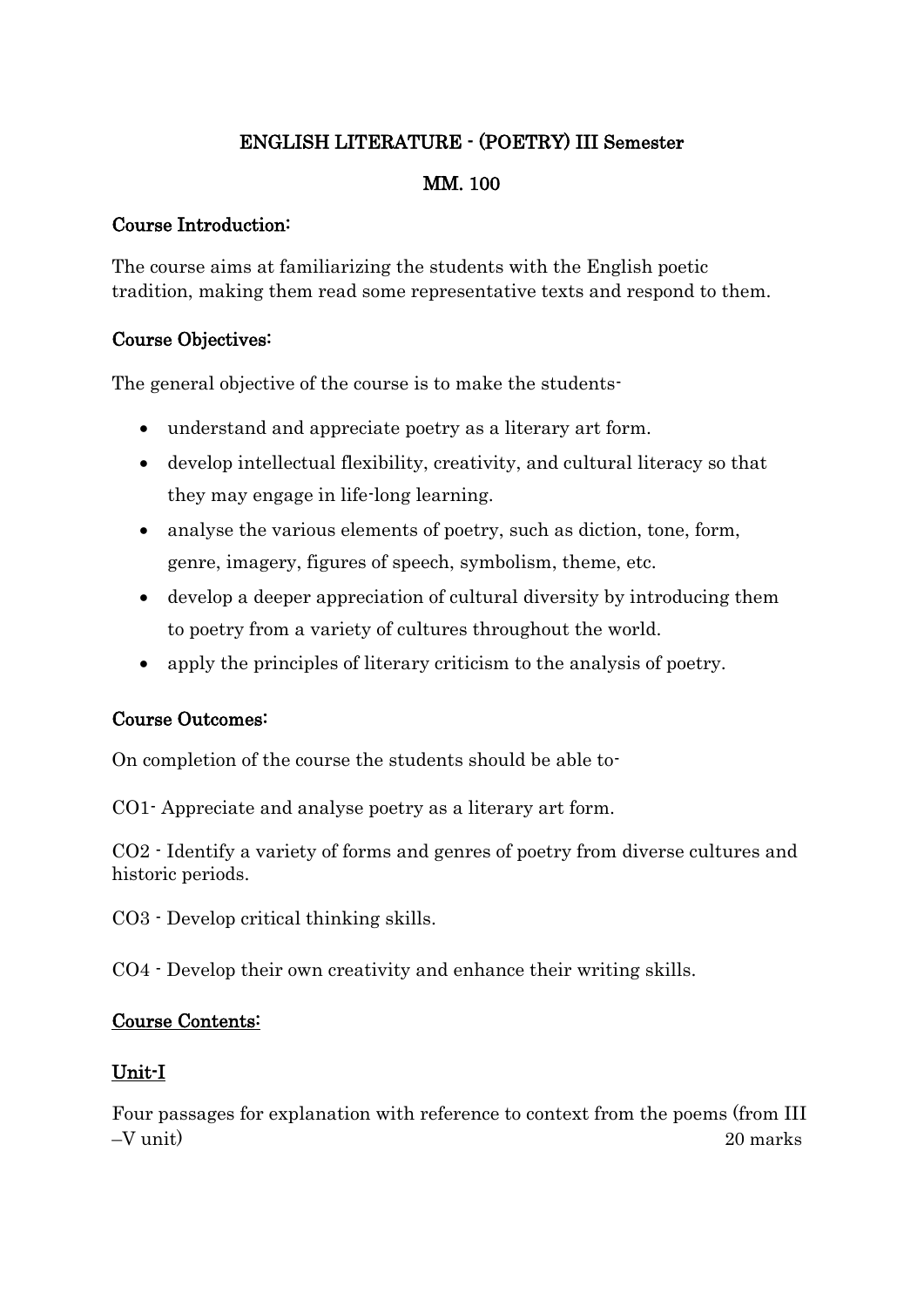## ENGLISH LITERATURE - (POETRY) III Semester

**MM. 100**

### Course Introduction:

The course aims at familiarizing the students with the English poetic tradition, making them read some representative texts and respond to them.

### Course Objectives:

The general objective of the course is to make the students-

- understand and appreciate poetry as a literary art form.
- develop intellectual flexibility, creativity, and cultural literacy so that they may engage in life-long learning.
- analyse the various elements of poetry, such as diction, tone, form, genre, imagery, figures of speech, symbolism, theme, etc.
- develop a deeper appreciation of cultural diversity by introducing them to poetry from a variety of cultures throughout the world.
- apply the principles of literary criticism to the analysis of poetry.

### Course Outcomes:

On completion of the course the students should be able to-

CO1- Appreciate and analyse poetry as a literary art form.

CO2 - Identify a variety of forms and genres of poetry from diverse cultures and historic periods.

CO3 - Develop critical thinking skills.

CO4 - Develop their own creativity and enhance their writing skills.

### Course Contents:

#### Unit-I

Four passages for explanation with reference to context from the poems (from III –V unit) 20 marks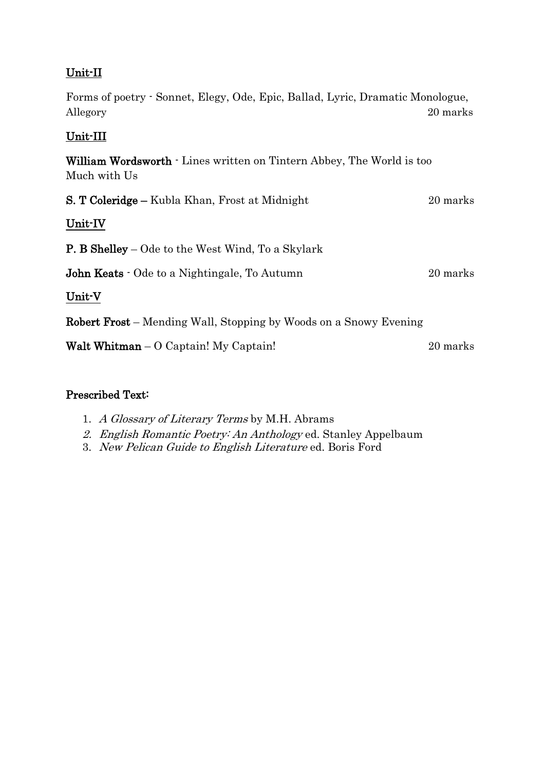## Unit-II

Forms of poetry - Sonnet, Elegy, Ode, Epic, Ballad, Lyric, Dramatic Monologue, Allegory 20 marks

## Unit-III

**William Wordsworth** - Lines written on Tintern Abbey, The World is too Much with Us

**S. T Coleridge** – Kubla Khan, Frost at Midnight 20 marks

## Unit-IV

**P. B Shelley** – Ode to the West Wind, To a Skylark

**John Keats** - Ode to a Nightingale, To Autumn 20 marks

## Unit-V

**Robert Frost** – Mending Wall, Stopping by Woods on a Snowy Evening

**Walt Whitman** – O Captain! My Captain! 20 marks

## Prescribed Text:

1. *A Glossary of Literary Terms* by M.H. Abrams
2. *English Romantic Poetry: An Anthology* ed. Stanley Appelbaum
3. *New Pelican Guide to English Literature* ed. Boris Ford